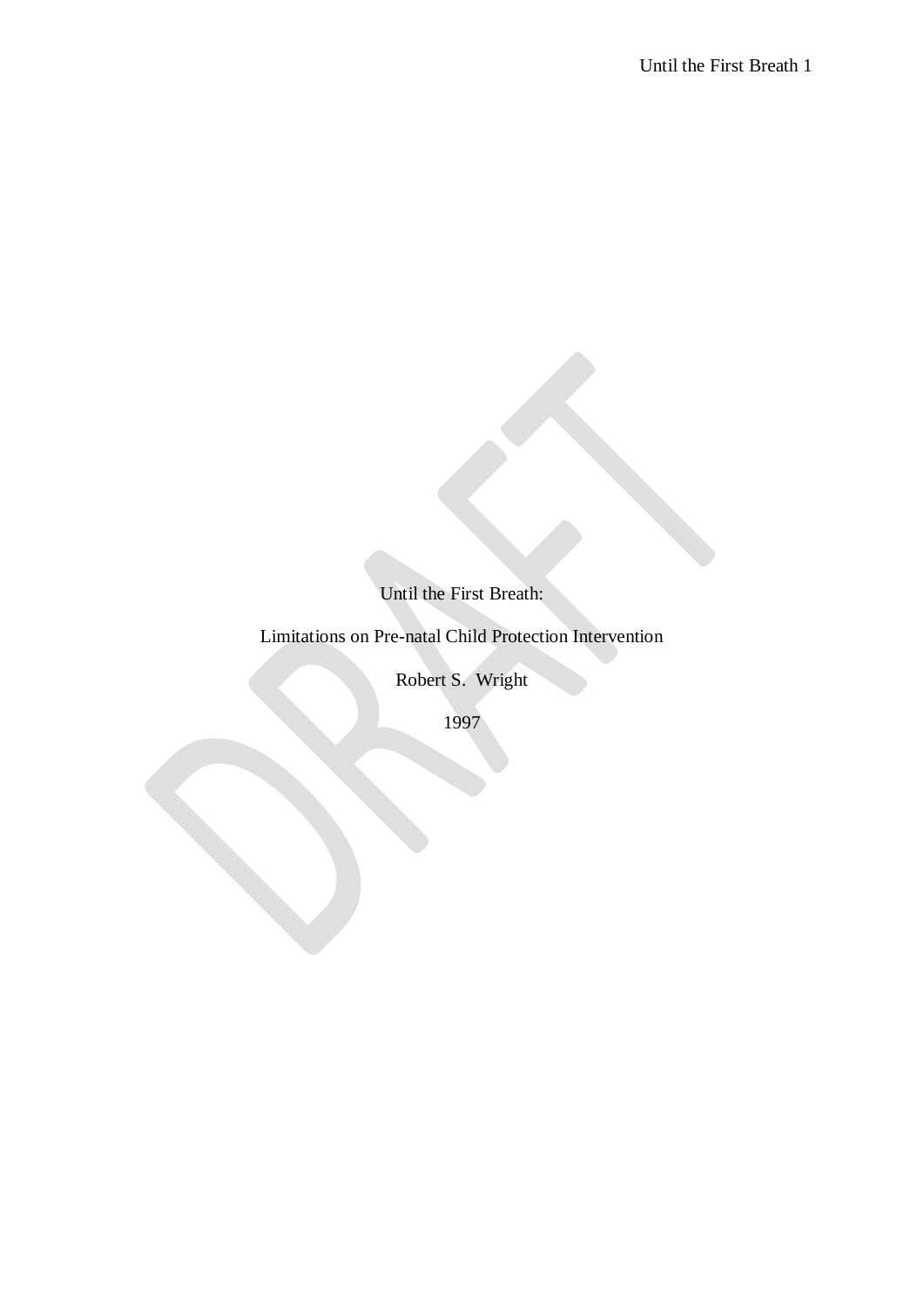Until the First Breath:

Limitations on Pre-natal Child Protection Intervention

Robert S. Wright

1997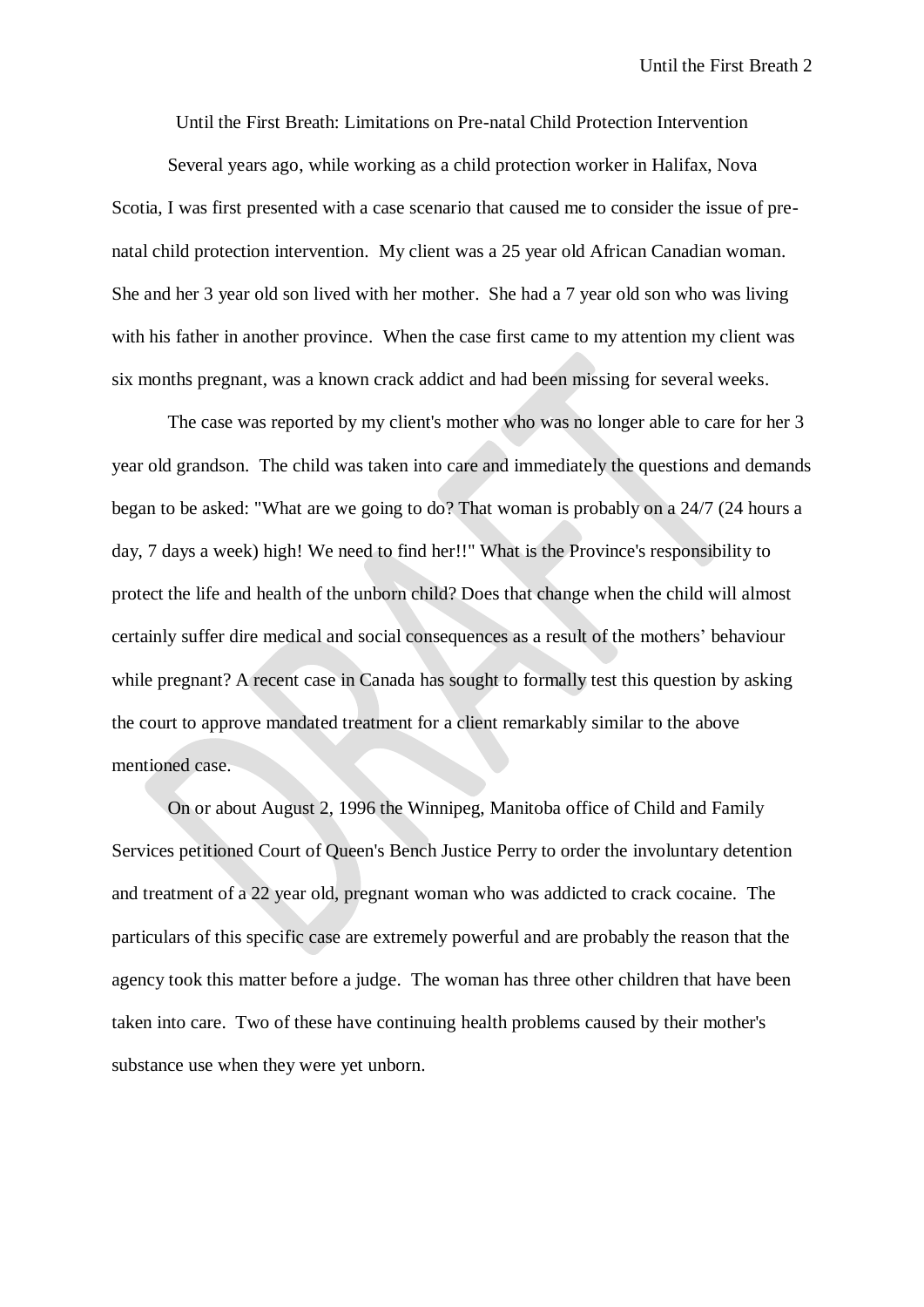# Until the First Breath: Limitations on Pre-natal Child Protection Intervention

Several years ago, while working as a child protection worker in Halifax, Nova Scotia, I was first presented with a case scenario that caused me to consider the issue of pre-natal child protection intervention. My client was a 25 year old African Canadian woman. She and her 3 year old son lived with her mother. She had a 7 year old son who was living with his father in another province. When the case first came to my attention my client was six months pregnant, was a known crack addict and had been missing for several weeks.

The case was reported by my client's mother who was no longer able to care for her 3 year old grandson. The child was taken into care and immediately the questions and demands began to be asked: "What are we going to do? That woman is probably on a 24/7 (24 hours a day, 7 days a week) high! We need to find her!!" What is the Province's responsibility to protect the life and health of the unborn child? Does that change when the child will almost certainly suffer dire medical and social consequences as a result of the mothers' behaviour while pregnant? A recent case in Canada has sought to formally test this question by asking the court to approve mandated treatment for a client remarkably similar to the above mentioned case.

On or about August 2, 1996 the Winnipeg, Manitoba office of Child and Family Services petitioned Court of Queen's Bench Justice Perry to order the involuntary detention and treatment of a 22 year old, pregnant woman who was addicted to crack cocaine. The particulars of this specific case are extremely powerful and are probably the reason that the agency took this matter before a judge. The woman has three other children that have been taken into care. Two of these have continuing health problems caused by their mother's substance use when they were yet unborn.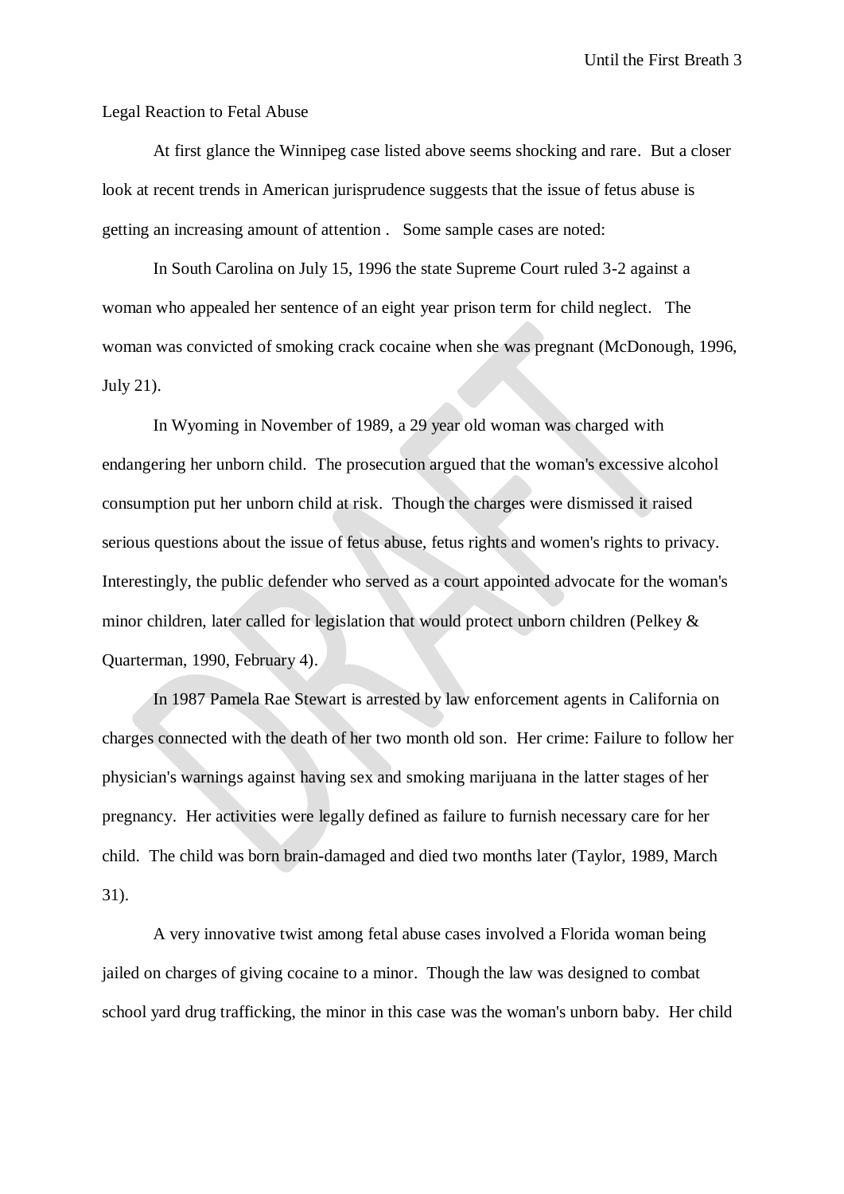## Legal Reaction to Fetal Abuse

At first glance the Winnipeg case listed above seems shocking and rare. But a closer look at recent trends in American jurisprudence suggests that the issue of fetus abuse is getting an increasing amount of attention . Some sample cases are noted:

In South Carolina on July 15, 1996 the state Supreme Court ruled 3-2 against a woman who appealed her sentence of an eight year prison term for child neglect. The woman was convicted of smoking crack cocaine when she was pregnant (McDonough, 1996, July 21).

In Wyoming in November of 1989, a 29 year old woman was charged with endangering her unborn child. The prosecution argued that the woman's excessive alcohol consumption put her unborn child at risk. Though the charges were dismissed it raised serious questions about the issue of fetus abuse, fetus rights and women's rights to privacy. Interestingly, the public defender who served as a court appointed advocate for the woman's minor children, later called for legislation that would protect unborn children (Pelkey & Quarterman, 1990, February 4).

In 1987 Pamela Rae Stewart is arrested by law enforcement agents in California on charges connected with the death of her two month old son. Her crime: Failure to follow her physician's warnings against having sex and smoking marijuana in the latter stages of her pregnancy. Her activities were legally defined as failure to furnish necessary care for her child. The child was born brain-damaged and died two months later (Taylor, 1989, March 31).

A very innovative twist among fetal abuse cases involved a Florida woman being jailed on charges of giving cocaine to a minor. Though the law was designed to combat school yard drug trafficking, the minor in this case was the woman's unborn baby. Her child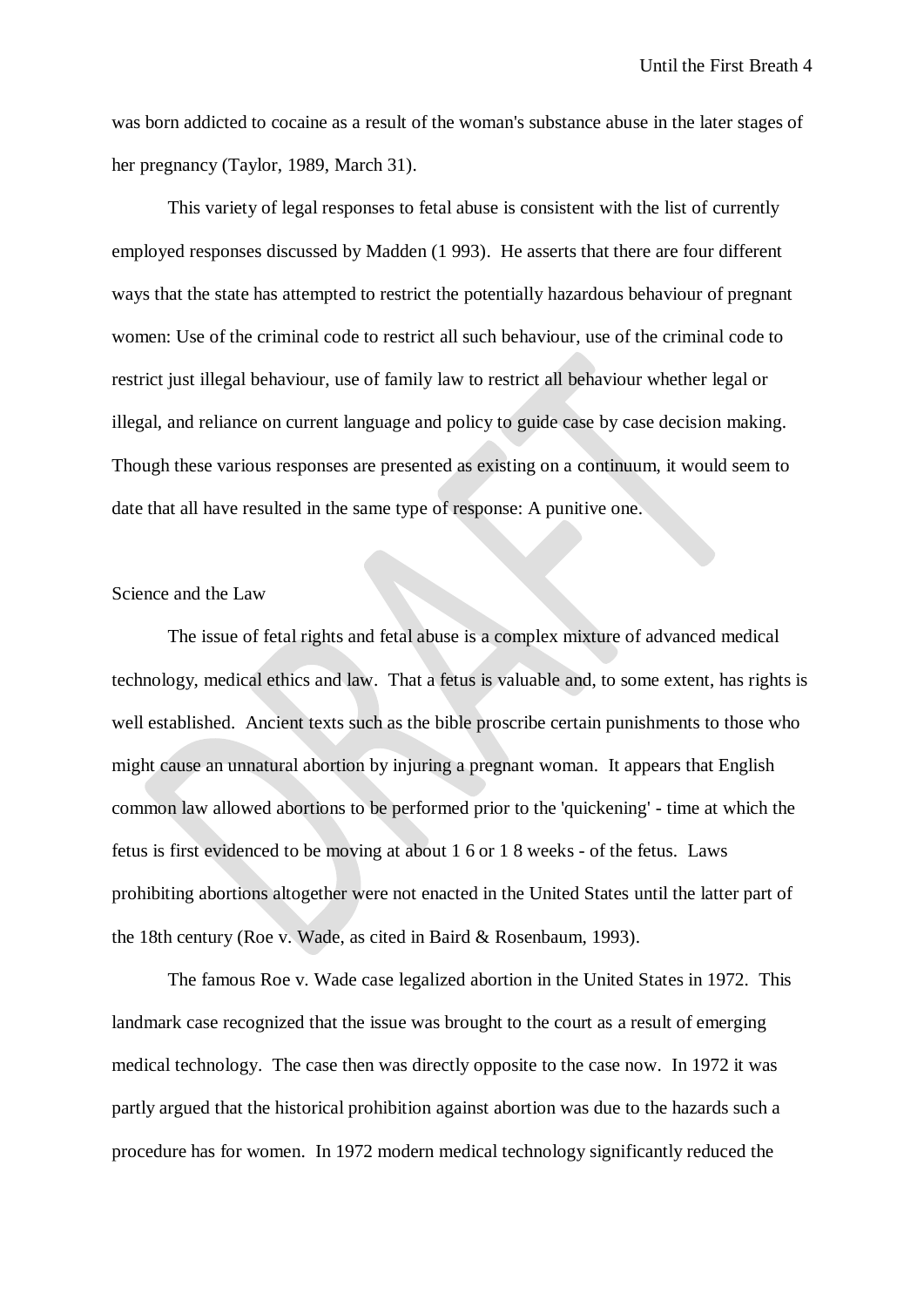was born addicted to cocaine as a result of the woman's substance abuse in the later stages of her pregnancy (Taylor, 1989, March 31).

This variety of legal responses to fetal abuse is consistent with the list of currently employed responses discussed by Madden (1 993). He asserts that there are four different ways that the state has attempted to restrict the potentially hazardous behaviour of pregnant women: Use of the criminal code to restrict all such behaviour, use of the criminal code to restrict just illegal behaviour, use of family law to restrict all behaviour whether legal or illegal, and reliance on current language and policy to guide case by case decision making. Though these various responses are presented as existing on a continuum, it would seem to date that all have resulted in the same type of response: A punitive one.

## Science and the Law

The issue of fetal rights and fetal abuse is a complex mixture of advanced medical technology, medical ethics and law. That a fetus is valuable and, to some extent, has rights is well established. Ancient texts such as the bible proscribe certain punishments to those who might cause an unnatural abortion by injuring a pregnant woman. It appears that English common law allowed abortions to be performed prior to the 'quickening' - time at which the fetus is first evidenced to be moving at about 1 6 or 1 8 weeks - of the fetus. Laws prohibiting abortions altogether were not enacted in the United States until the latter part of the 18th century (Roe v. Wade, as cited in Baird & Rosenbaum, 1993).

The famous Roe v. Wade case legalized abortion in the United States in 1972. This landmark case recognized that the issue was brought to the court as a result of emerging medical technology. The case then was directly opposite to the case now. In 1972 it was partly argued that the historical prohibition against abortion was due to the hazards such a procedure has for women. In 1972 modern medical technology significantly reduced the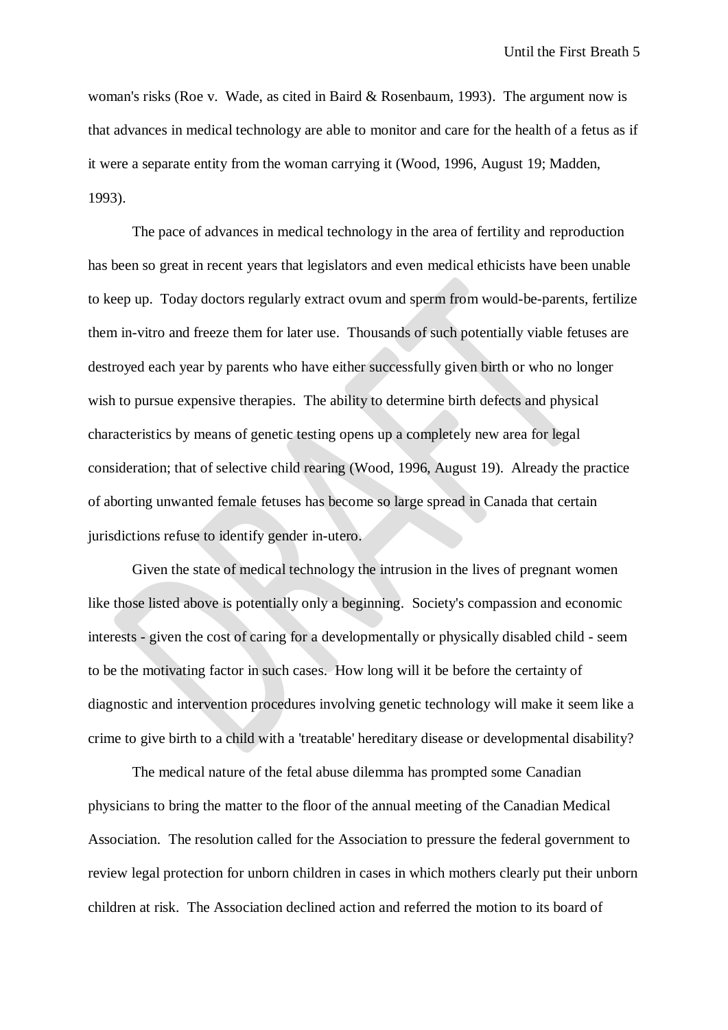woman's risks (Roe v. Wade, as cited in Baird & Rosenbaum, 1993). The argument now is that advances in medical technology are able to monitor and care for the health of a fetus as if it were a separate entity from the woman carrying it (Wood, 1996, August 19; Madden, 1993).

The pace of advances in medical technology in the area of fertility and reproduction has been so great in recent years that legislators and even medical ethicists have been unable to keep up. Today doctors regularly extract ovum and sperm from would-be-parents, fertilize them in-vitro and freeze them for later use. Thousands of such potentially viable fetuses are destroyed each year by parents who have either successfully given birth or who no longer wish to pursue expensive therapies. The ability to determine birth defects and physical characteristics by means of genetic testing opens up a completely new area for legal consideration; that of selective child rearing (Wood, 1996, August 19). Already the practice of aborting unwanted female fetuses has become so large spread in Canada that certain jurisdictions refuse to identify gender in-utero.

Given the state of medical technology the intrusion in the lives of pregnant women like those listed above is potentially only a beginning. Society's compassion and economic interests - given the cost of caring for a developmentally or physically disabled child - seem to be the motivating factor in such cases. How long will it be before the certainty of diagnostic and intervention procedures involving genetic technology will make it seem like a crime to give birth to a child with a 'treatable' hereditary disease or developmental disability?

The medical nature of the fetal abuse dilemma has prompted some Canadian physicians to bring the matter to the floor of the annual meeting of the Canadian Medical Association. The resolution called for the Association to pressure the federal government to review legal protection for unborn children in cases in which mothers clearly put their unborn children at risk. The Association declined action and referred the motion to its board of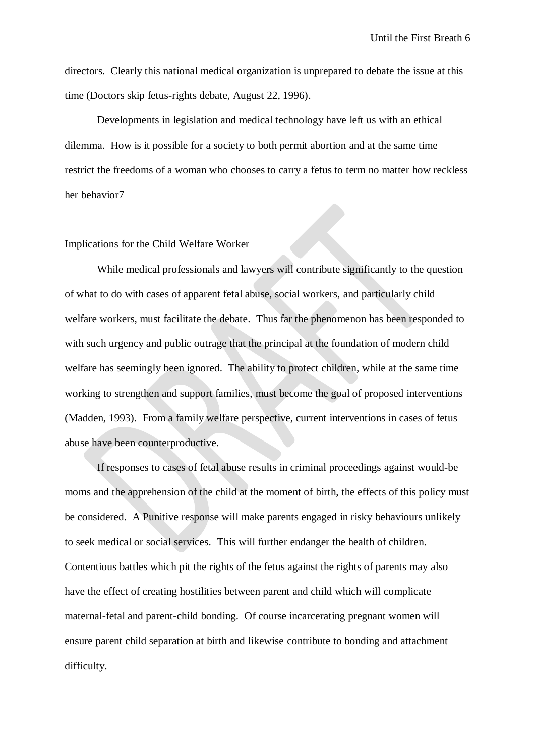directors. Clearly this national medical organization is unprepared to debate the issue at this time (Doctors skip fetus-rights debate, August 22, 1996).

Developments in legislation and medical technology have left us with an ethical dilemma. How is it possible for a society to both permit abortion and at the same time restrict the freedoms of a woman who chooses to carry a fetus to term no matter how reckless her behavior7

## Implications for the Child Welfare Worker

While medical professionals and lawyers will contribute significantly to the question of what to do with cases of apparent fetal abuse, social workers, and particularly child welfare workers, must facilitate the debate. Thus far the phenomenon has been responded to with such urgency and public outrage that the principal at the foundation of modern child welfare has seemingly been ignored. The ability to protect children, while at the same time working to strengthen and support families, must become the goal of proposed interventions (Madden, 1993). From a family welfare perspective, current interventions in cases of fetus abuse have been counterproductive.

If responses to cases of fetal abuse results in criminal proceedings against would-be moms and the apprehension of the child at the moment of birth, the effects of this policy must be considered. A Punitive response will make parents engaged in risky behaviours unlikely to seek medical or social services. This will further endanger the health of children. Contentious battles which pit the rights of the fetus against the rights of parents may also have the effect of creating hostilities between parent and child which will complicate maternal-fetal and parent-child bonding. Of course incarcerating pregnant women will ensure parent child separation at birth and likewise contribute to bonding and attachment difficulty.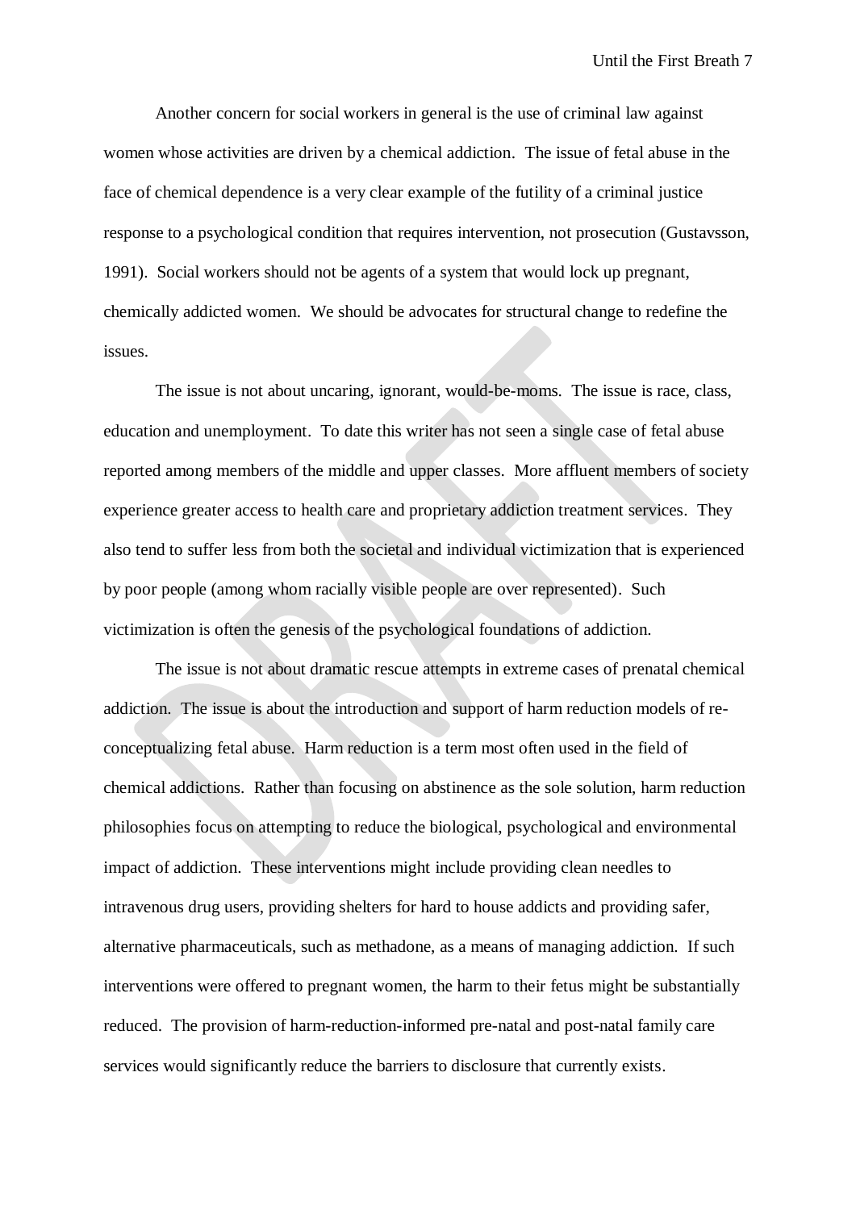Another concern for social workers in general is the use of criminal law against women whose activities are driven by a chemical addiction. The issue of fetal abuse in the face of chemical dependence is a very clear example of the futility of a criminal justice response to a psychological condition that requires intervention, not prosecution (Gustavsson, 1991). Social workers should not be agents of a system that would lock up pregnant, chemically addicted women. We should be advocates for structural change to redefine the issues.

The issue is not about uncaring, ignorant, would-be-moms. The issue is race, class, education and unemployment. To date this writer has not seen a single case of fetal abuse reported among members of the middle and upper classes. More affluent members of society experience greater access to health care and proprietary addiction treatment services. They also tend to suffer less from both the societal and individual victimization that is experienced by poor people (among whom racially visible people are over represented). Such victimization is often the genesis of the psychological foundations of addiction.

The issue is not about dramatic rescue attempts in extreme cases of prenatal chemical addiction. The issue is about the introduction and support of harm reduction models of re-conceptualizing fetal abuse. Harm reduction is a term most often used in the field of chemical addictions. Rather than focusing on abstinence as the sole solution, harm reduction philosophies focus on attempting to reduce the biological, psychological and environmental impact of addiction. These interventions might include providing clean needles to intravenous drug users, providing shelters for hard to house addicts and providing safer, alternative pharmaceuticals, such as methadone, as a means of managing addiction. If such interventions were offered to pregnant women, the harm to their fetus might be substantially reduced. The provision of harm-reduction-informed pre-natal and post-natal family care services would significantly reduce the barriers to disclosure that currently exists.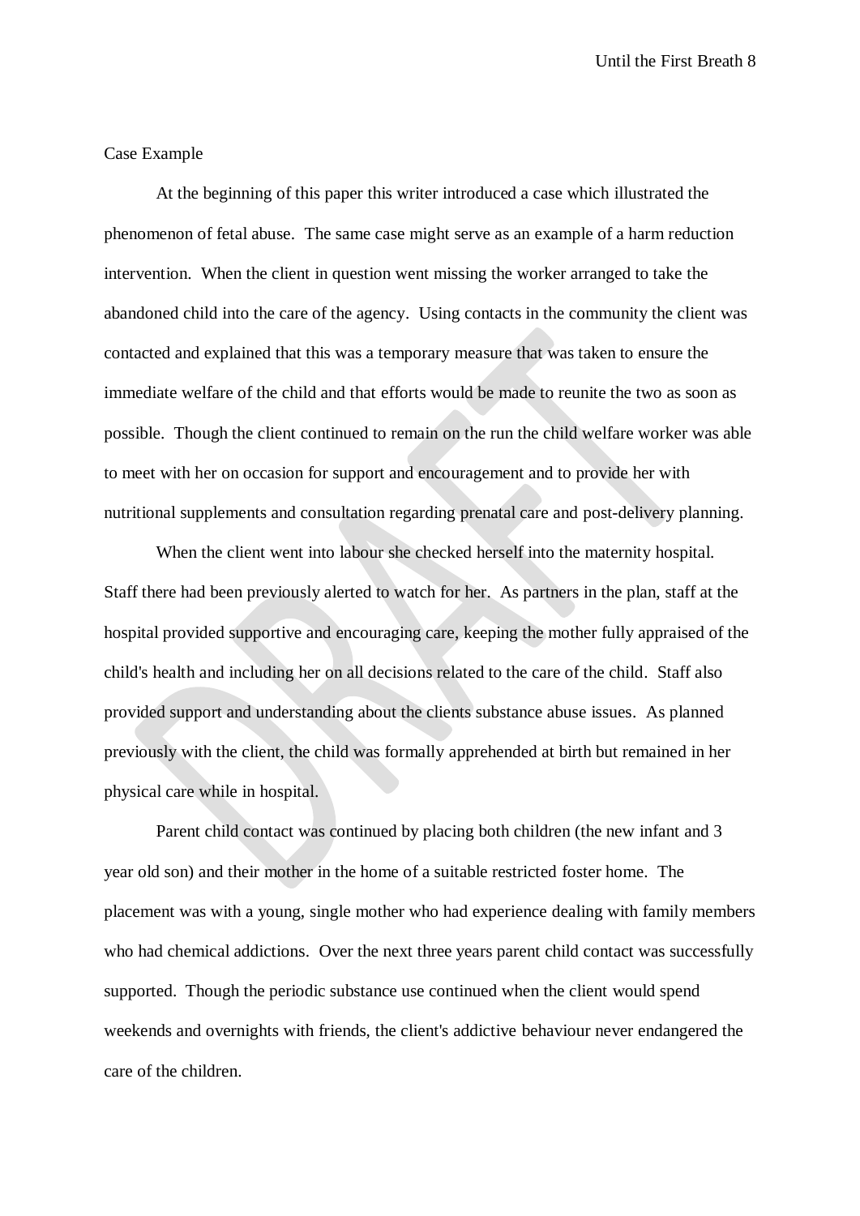## Case Example

At the beginning of this paper this writer introduced a case which illustrated the phenomenon of fetal abuse. The same case might serve as an example of a harm reduction intervention. When the client in question went missing the worker arranged to take the abandoned child into the care of the agency. Using contacts in the community the client was contacted and explained that this was a temporary measure that was taken to ensure the immediate welfare of the child and that efforts would be made to reunite the two as soon as possible. Though the client continued to remain on the run the child welfare worker was able to meet with her on occasion for support and encouragement and to provide her with nutritional supplements and consultation regarding prenatal care and post-delivery planning.

When the client went into labour she checked herself into the maternity hospital. Staff there had been previously alerted to watch for her. As partners in the plan, staff at the hospital provided supportive and encouraging care, keeping the mother fully appraised of the child's health and including her on all decisions related to the care of the child. Staff also provided support and understanding about the clients substance abuse issues. As planned previously with the client, the child was formally apprehended at birth but remained in her physical care while in hospital.

Parent child contact was continued by placing both children (the new infant and 3 year old son) and their mother in the home of a suitable restricted foster home. The placement was with a young, single mother who had experience dealing with family members who had chemical addictions. Over the next three years parent child contact was successfully supported. Though the periodic substance use continued when the client would spend weekends and overnights with friends, the client's addictive behaviour never endangered the care of the children.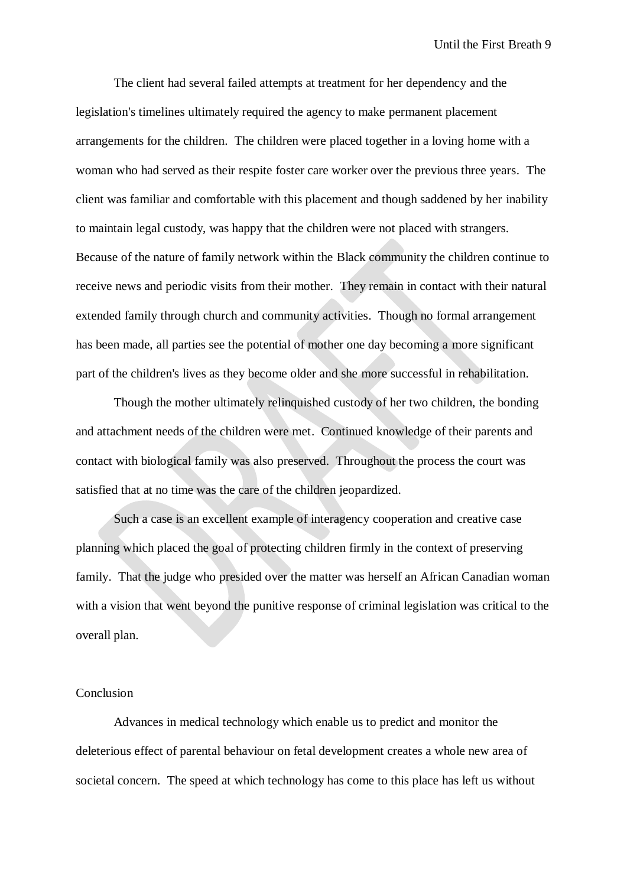The client had several failed attempts at treatment for her dependency and the legislation's timelines ultimately required the agency to make permanent placement arrangements for the children. The children were placed together in a loving home with a woman who had served as their respite foster care worker over the previous three years. The client was familiar and comfortable with this placement and though saddened by her inability to maintain legal custody, was happy that the children were not placed with strangers. Because of the nature of family network within the Black community the children continue to receive news and periodic visits from their mother. They remain in contact with their natural extended family through church and community activities. Though no formal arrangement has been made, all parties see the potential of mother one day becoming a more significant part of the children's lives as they become older and she more successful in rehabilitation.

Though the mother ultimately relinquished custody of her two children, the bonding and attachment needs of the children were met. Continued knowledge of their parents and contact with biological family was also preserved. Throughout the process the court was satisfied that at no time was the care of the children jeopardized.

Such a case is an excellent example of interagency cooperation and creative case planning which placed the goal of protecting children firmly in the context of preserving family. That the judge who presided over the matter was herself an African Canadian woman with a vision that went beyond the punitive response of criminal legislation was critical to the overall plan.

## Conclusion

Advances in medical technology which enable us to predict and monitor the deleterious effect of parental behaviour on fetal development creates a whole new area of societal concern. The speed at which technology has come to this place has left us without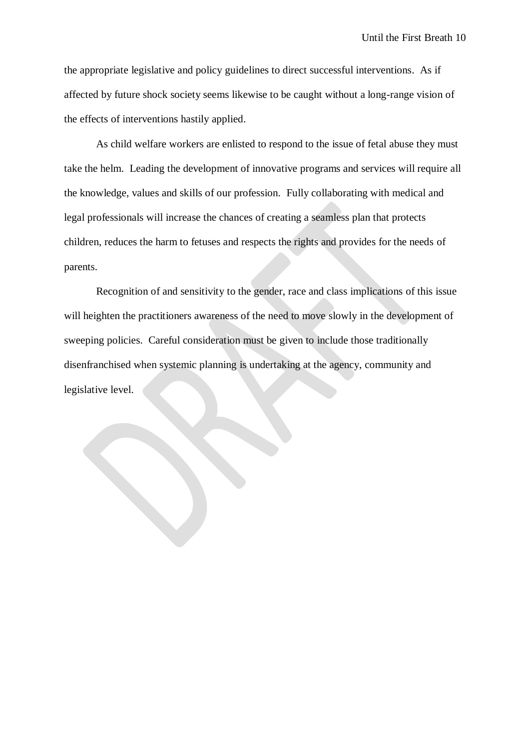the appropriate legislative and policy guidelines to direct successful interventions. As if affected by future shock society seems likewise to be caught without a long-range vision of the effects of interventions hastily applied.

As child welfare workers are enlisted to respond to the issue of fetal abuse they must take the helm. Leading the development of innovative programs and services will require all the knowledge, values and skills of our profession. Fully collaborating with medical and legal professionals will increase the chances of creating a seamless plan that protects children, reduces the harm to fetuses and respects the rights and provides for the needs of parents.

Recognition of and sensitivity to the gender, race and class implications of this issue will heighten the practitioners awareness of the need to move slowly in the development of sweeping policies. Careful consideration must be given to include those traditionally disenfranchised when systemic planning is undertaking at the agency, community and legislative level.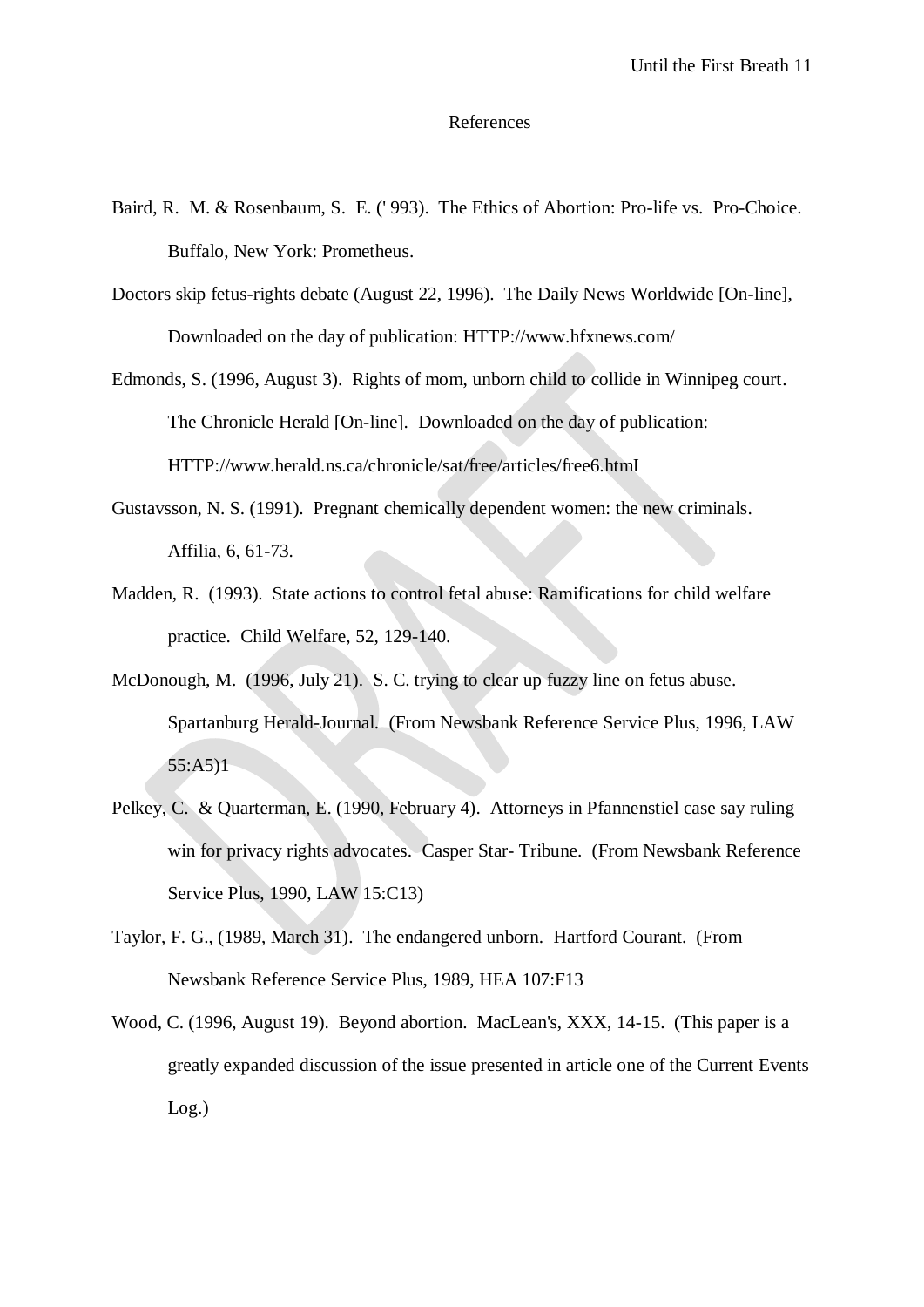# References

Baird, R. M. & Rosenbaum, S. E. (' 993). The Ethics of Abortion: Pro-life vs. Pro-Choice. Buffalo, New York: Prometheus.

Doctors skip fetus-rights debate (August 22, 1996). The Daily News Worldwide [On-line], Downloaded on the day of publication: HTTP://www.hfxnews.com/

Edmonds, S. (1996, August 3). Rights of mom, unborn child to collide in Winnipeg court. The Chronicle Herald [On-line]. Downloaded on the day of publication: HTTP://www.herald.ns.ca/chronicle/sat/free/articles/free6.htmI

Gustavsson, N. S. (1991). Pregnant chemically dependent women: the new criminals. Affilia, 6, 61-73.

Madden, R. (1993). State actions to control fetal abuse: Ramifications for child welfare practice. Child Welfare, 52, 129-140.

McDonough, M. (1996, July 21). S. C. trying to clear up fuzzy line on fetus abuse. Spartanburg Herald-Journal. (From Newsbank Reference Service Plus, 1996, LAW 55:A5)1

Pelkey, C. & Quarterman, E. (1990, February 4). Attorneys in Pfannenstiel case say ruling win for privacy rights advocates. Casper Star- Tribune. (From Newsbank Reference Service Plus, 1990, LAW 15:C13)

Taylor, F. G., (1989, March 31). The endangered unborn. Hartford Courant. (From Newsbank Reference Service Plus, 1989, HEA 107:F13

Wood, C. (1996, August 19). Beyond abortion. MacLean's, XXX, 14-15. (This paper is a greatly expanded discussion of the issue presented in article one of the Current Events Log.)